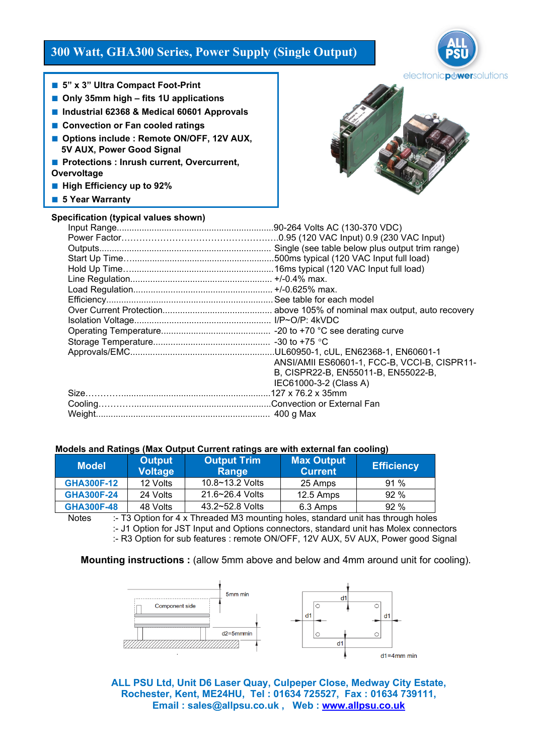# 300 Watt, GHA300 Series, Power Supply (Single Output)

ALL PSU electronicpowersolutions

- 5" x 3" Ultra Compact Foot-Print
- Only 35mm high – fits 1U applications
- Industrial 62368 & Medical 60601 Approvals
- Convection or Fan cooled ratings
- Options include : Remote ON/OFF, 12V AUX, 5V AUX, Power Good Signal
- Protections : Inrush current, Overcurrent, Overvoltage
- High Efficiency up to 92%
- 5 Year Warranty

**Specification (typical values shown)**

| | |
|---|---|
| Input Range | 90-264 Volts AC (130-370 VDC) |
| Power Factor | 0.95 (120 VAC Input) 0.9 (230 VAC Input) |
| Outputs | Single (see table below plus output trim range) |
| Start Up Time | 500ms typical (120 VAC Input full load) |
| Hold Up Time | 16ms typical (120 VAC Input full load) |
| Line Regulation | +/-0.4% max. |
| Load Regulation | +/-0.625% max. |
| Efficiency | See table for each model |
| Over Current Protection | above 105% of nominal max output, auto recovery |
| Isolation Voltage | I/P~O/P: 4kVDC |
| Operating Temperature | -20 to +70 °C see derating curve |
| Storage Temperature | -30 to +75 °C |
| Approvals/EMC | UL60950-1, cUL, EN62368-1, EN60601-1 ANSI/AMII ES60601-1, FCC-B, VCCI-B, CISPR11-B, CISPR22-B, EN55011-B, EN55022-B, IEC61000-3-2 (Class A) |
| Size | 127 x 76.2 x 35mm |
| Cooling | Convection or External Fan |
| Weight | 400 g Max |

**Models and Ratings (Max Output Current ratings are with external fan cooling)**

| Model | Output Voltage | Output Trim Range | Max Output Current | Efficiency |
|---|---|---|---|---|
| GHA300F-12 | 12 Volts | 10.8~13.2 Volts | 25 Amps | 91 % |
| GHA300F-24 | 24 Volts | 21.6~26.4 Volts | 12.5 Amps | 92 % |
| GHA300F-48 | 48 Volts | 43.2~52.8 Volts | 6.3 Amps | 92 % |

Notes
:- T3 Option for 4 x Threaded M3 mounting holes, standard unit has through holes
:- J1 Option for JST Input and Options connectors, standard unit has Molex connectors
:- R3 Option for sub features : remote ON/OFF, 12V AUX, 5V AUX, Power good Signal

**Mounting instructions :** (allow 5mm above and below and 4mm around unit for cooling).

Component side — 5mm min — d2=5mmmin — d1 — d1=4mm min

**ALL PSU Ltd, Unit D6 Laser Quay, Culpeper Close, Medway City Estate, Rochester, Kent, ME24HU, Tel : 01634 725527, Fax : 01634 739111, Email : sales@allpsu.co.uk , Web : www.allpsu.co.uk**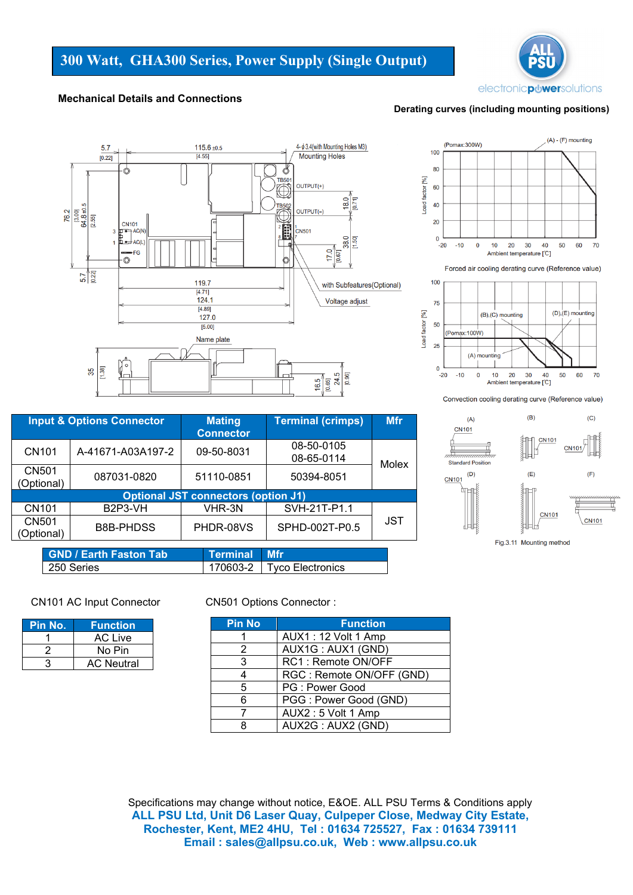# 300 Watt, GHA300 Series, Power Supply (Single Output)

**Mechanical Details and Connections**

**Derating curves (including mounting positions)**

5.7
[0.22]
115.6 ±0.5
[4.55]
4-ϕ3.4(with Mounting Holes M3)
Mounting Holes
TB501
OUTPUT(+)
TB502
OUTPUT(−)
18.0
[0.71]
76.2
[3.00]
64.8±0.5
[2.55]
CN101
3 AC(N)
1 AC(L)
FG
CN501
38.0
[1.50]
17.0
[0.67]
5.7
[0.22]
119.7
[4.71]
124.1
[4.89]
127.0
[5.00]
with Subfeatures(Optional)
Voltage adjust
Name plate
35
[1.38]
16.5
[0.65]
24.5
[0.96]

(Pomax:300W)
(A) - (F) mounting
Load factor [%]
100
80
60
40
20
0
-20 -10 0 10 20 30 40 50 60 70
Ambient temperature [℃]

Forced air cooling derating curve (Reference value)

100
75
50
25
0
Load factor [%]
(B),(C) mounting
(D),(E) mounting
(Pomax:100W)
(A) mounting
-20 -10 0 10 20 30 40 50 60 70
Ambient temperature [℃]

Convection cooling derating curve (Reference value)

(A) (B) (C)
CN101
Standard Position
(D) (E) (F)
CN101

Fig.3.11 Mounting method

| Input & Options Connector | | Mating Connector | Terminal (crimps) | Mfr |
|---|---|---|---|---|
| CN101 | A-41671-A03A197-2 | 09-50-8031 | 08-50-0105<br>08-65-0114 | Molex |
| CN501 (Optional) | 087031-0820 | 51110-0851 | 50394-8051 | |
| **Optional JST connectors (option J1)** | | | | |
| CN101 | B2P3-VH | VHR-3N | SVH-21T-P1.1 | JST |
| CN501 (Optional) | B8B-PHDSS | PHDR-08VS | SPHD-002T-P0.5 | |

| GND / Earth Faston Tab | Terminal | Mfr |
|---|---|---|
| 250 Series | 170603-2 | Tyco Electronics |

CN101 AC Input Connector

| Pin No. | Function |
|---|---|
| 1 | AC Live |
| 2 | No Pin |
| 3 | AC Neutral |

CN501 Options Connector :

| Pin No | Function |
|---|---|
| 1 | AUX1 : 12 Volt 1 Amp |
| 2 | AUX1G : AUX1 (GND) |
| 3 | RC1 : Remote ON/OFF |
| 4 | RGC : Remote ON/OFF (GND) |
| 5 | PG : Power Good |
| 6 | PGG : Power Good (GND) |
| 7 | AUX2 : 5 Volt 1 Amp |
| 8 | AUX2G : AUX2 (GND) |

Specifications may change without notice, E&OE. ALL PSU Terms & Conditions apply

**ALL PSU Ltd, Unit D6 Laser Quay, Culpeper Close, Medway City Estate, Rochester, Kent, ME2 4HU, Tel : 01634 725527, Fax : 01634 739111**
**Email : sales@allpsu.co.uk, Web : www.allpsu.co.uk**